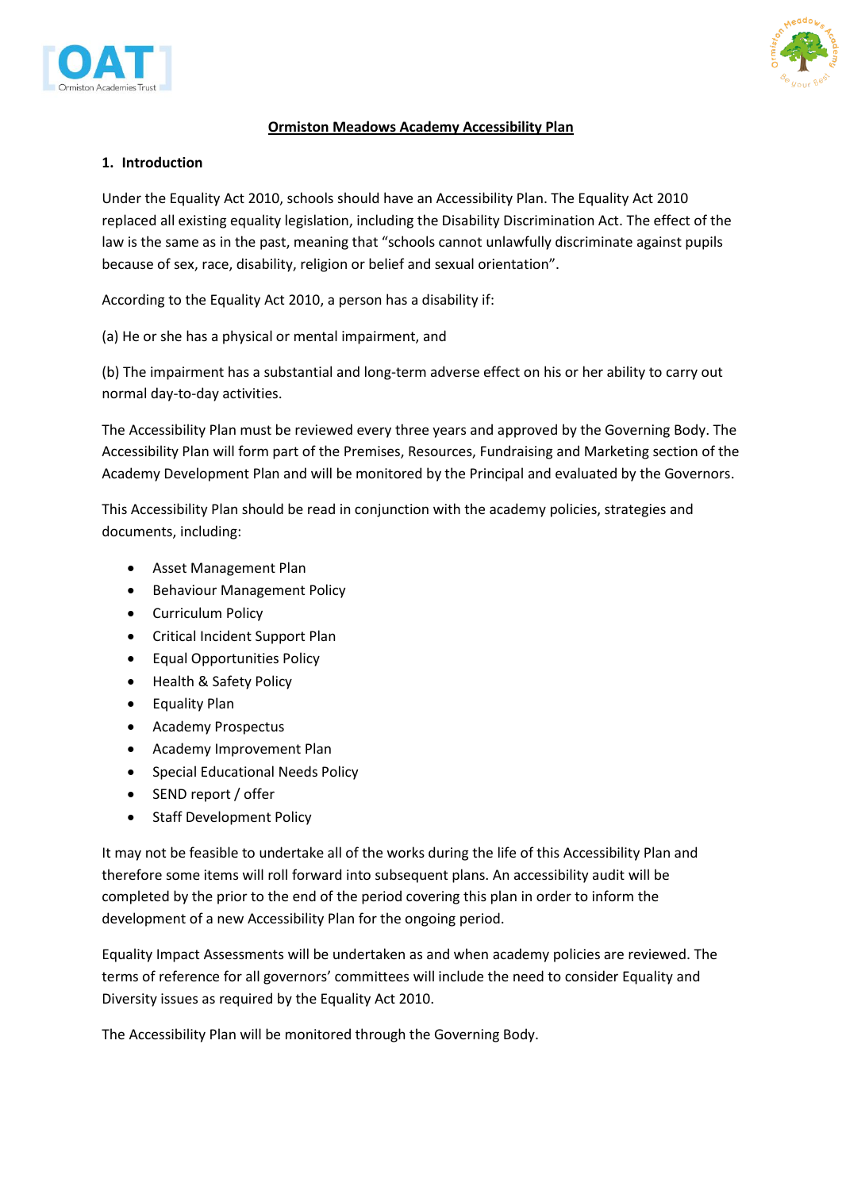# Ormiston Meadows Academy Accessibility Plan

## 1. Introduction

Under the Equality Act 2010, schools should have an Accessibility Plan. The Equality Act 2010 replaced all existing equality legislation, including the Disability Discrimination Act. The effect of the law is the same as in the past, meaning that "schools cannot unlawfully discriminate against pupils because of sex, race, disability, religion or belief and sexual orientation".

According to the Equality Act 2010, a person has a disability if:

(a) He or she has a physical or mental impairment, and

(b) The impairment has a substantial and long-term adverse effect on his or her ability to carry out normal day-to-day activities.

The Accessibility Plan must be reviewed every three years and approved by the Governing Body. The Accessibility Plan will form part of the Premises, Resources, Fundraising and Marketing section of the Academy Development Plan and will be monitored by the Principal and evaluated by the Governors.

This Accessibility Plan should be read in conjunction with the academy policies, strategies and documents, including:

- Asset Management Plan
- Behaviour Management Policy
- Curriculum Policy
- Critical Incident Support Plan
- Equal Opportunities Policy
- Health & Safety Policy
- Equality Plan
- Academy Prospectus
- Academy Improvement Plan
- Special Educational Needs Policy
- SEND report / offer
- Staff Development Policy

It may not be feasible to undertake all of the works during the life of this Accessibility Plan and therefore some items will roll forward into subsequent plans. An accessibility audit will be completed by the prior to the end of the period covering this plan in order to inform the development of a new Accessibility Plan for the ongoing period.

Equality Impact Assessments will be undertaken as and when academy policies are reviewed. The terms of reference for all governors' committees will include the need to consider Equality and Diversity issues as required by the Equality Act 2010.

The Accessibility Plan will be monitored through the Governing Body.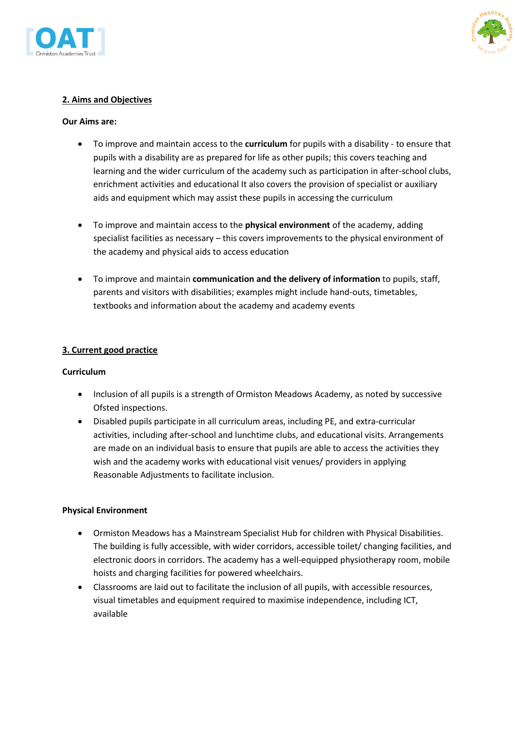## 2. Aims and Objectives

**Our Aims are:**

- To improve and maintain access to the **curriculum** for pupils with a disability - to ensure that pupils with a disability are as prepared for life as other pupils; this covers teaching and learning and the wider curriculum of the academy such as participation in after-school clubs, enrichment activities and educational It also covers the provision of specialist or auxiliary aids and equipment which may assist these pupils in accessing the curriculum

- To improve and maintain access to the **physical environment** of the academy, adding specialist facilities as necessary – this covers improvements to the physical environment of the academy and physical aids to access education

- To improve and maintain **communication and the delivery of information** to pupils, staff, parents and visitors with disabilities; examples might include hand-outs, timetables, textbooks and information about the academy and academy events

## 3. Current good practice

**Curriculum**

- Inclusion of all pupils is a strength of Ormiston Meadows Academy, as noted by successive Ofsted inspections.
- Disabled pupils participate in all curriculum areas, including PE, and extra-curricular activities, including after-school and lunchtime clubs, and educational visits. Arrangements are made on an individual basis to ensure that pupils are able to access the activities they wish and the academy works with educational visit venues/ providers in applying Reasonable Adjustments to facilitate inclusion.

**Physical Environment**

- Ormiston Meadows has a Mainstream Specialist Hub for children with Physical Disabilities. The building is fully accessible, with wider corridors, accessible toilet/ changing facilities, and electronic doors in corridors. The academy has a well-equipped physiotherapy room, mobile hoists and charging facilities for powered wheelchairs.
- Classrooms are laid out to facilitate the inclusion of all pupils, with accessible resources, visual timetables and equipment required to maximise independence, including ICT, available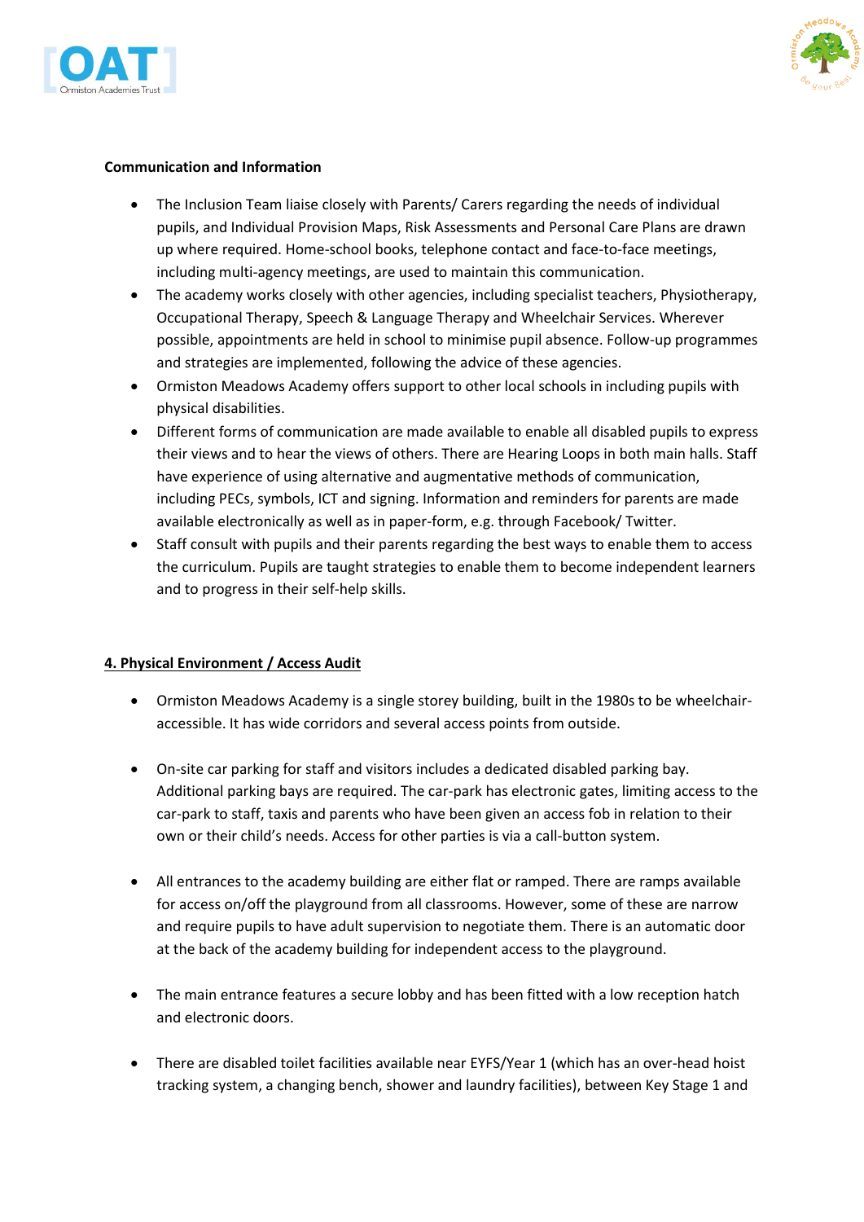**Communication and Information**

- The Inclusion Team liaise closely with Parents/ Carers regarding the needs of individual pupils, and Individual Provision Maps, Risk Assessments and Personal Care Plans are drawn up where required. Home-school books, telephone contact and face-to-face meetings, including multi-agency meetings, are used to maintain this communication.
- The academy works closely with other agencies, including specialist teachers, Physiotherapy, Occupational Therapy, Speech & Language Therapy and Wheelchair Services. Wherever possible, appointments are held in school to minimise pupil absence. Follow-up programmes and strategies are implemented, following the advice of these agencies.
- Ormiston Meadows Academy offers support to other local schools in including pupils with physical disabilities.
- Different forms of communication are made available to enable all disabled pupils to express their views and to hear the views of others. There are Hearing Loops in both main halls. Staff have experience of using alternative and augmentative methods of communication, including PECs, symbols, ICT and signing. Information and reminders for parents are made available electronically as well as in paper-form, e.g. through Facebook/ Twitter.
- Staff consult with pupils and their parents regarding the best ways to enable them to access the curriculum. Pupils are taught strategies to enable them to become independent learners and to progress in their self-help skills.

**4. Physical Environment / Access Audit**

- Ormiston Meadows Academy is a single storey building, built in the 1980s to be wheelchair-accessible. It has wide corridors and several access points from outside.

- On-site car parking for staff and visitors includes a dedicated disabled parking bay. Additional parking bays are required. The car-park has electronic gates, limiting access to the car-park to staff, taxis and parents who have been given an access fob in relation to their own or their child's needs. Access for other parties is via a call-button system.

- All entrances to the academy building are either flat or ramped. There are ramps available for access on/off the playground from all classrooms. However, some of these are narrow and require pupils to have adult supervision to negotiate them. There is an automatic door at the back of the academy building for independent access to the playground.

- The main entrance features a secure lobby and has been fitted with a low reception hatch and electronic doors.

- There are disabled toilet facilities available near EYFS/Year 1 (which has an over-head hoist tracking system, a changing bench, shower and laundry facilities), between Key Stage 1 and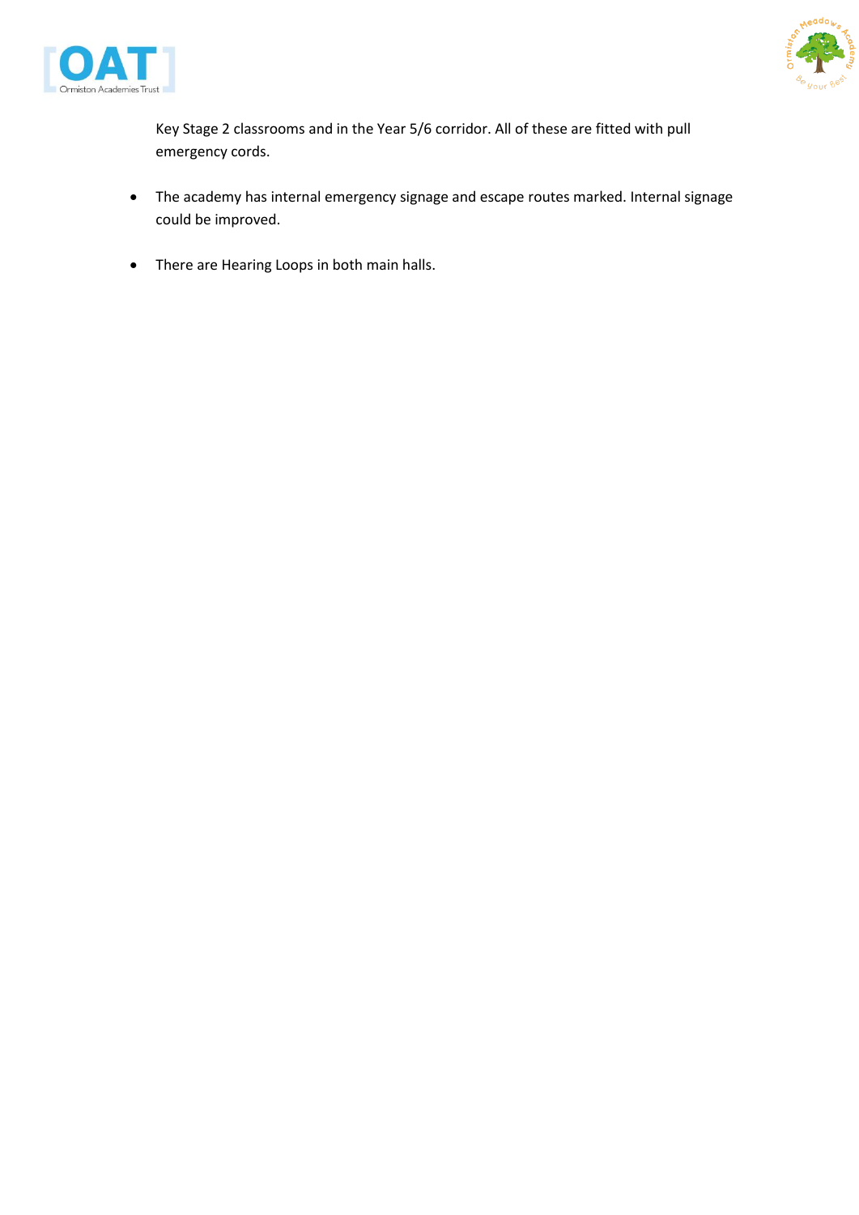Key Stage 2 classrooms and in the Year 5/6 corridor. All of these are fitted with pull emergency cords.

- The academy has internal emergency signage and escape routes marked. Internal signage could be improved.

- There are Hearing Loops in both main halls.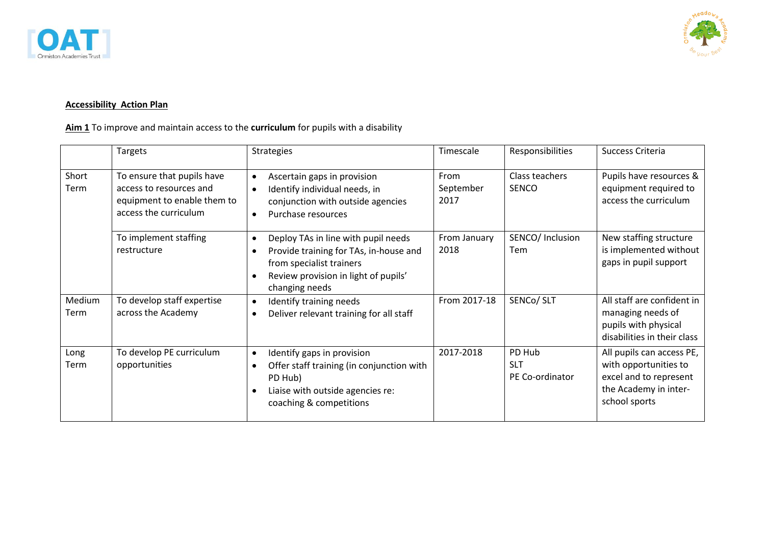**Accessibility Action Plan**

**Aim 1** To improve and maintain access to the **curriculum** for pupils with a disability

| | Targets | Strategies | Timescale | Responsibilities | Success Criteria |
|---|---|---|---|---|---|
| Short Term | To ensure that pupils have access to resources and equipment to enable them to access the curriculum | • Ascertain gaps in provision<br>• Identify individual needs, in conjunction with outside agencies<br>• Purchase resources | From September 2017 | Class teachers<br>SENCO | Pupils have resources & equipment required to access the curriculum |
| | To implement staffing restructure | • Deploy TAs in line with pupil needs<br>• Provide training for TAs, in-house and from specialist trainers<br>• Review provision in light of pupils' changing needs | From January 2018 | SENCO/ Inclusion Tem | New staffing structure is implemented without gaps in pupil support |
| Medium Term | To develop staff expertise across the Academy | • Identify training needs<br>• Deliver relevant training for all staff | From 2017-18 | SENCo/ SLT | All staff are confident in managing needs of pupils with physical disabilities in their class |
| Long Term | To develop PE curriculum opportunities | • Identify gaps in provision<br>• Offer staff training (in conjunction with PD Hub)<br>• Liaise with outside agencies re: coaching & competitions | 2017-2018 | PD Hub<br>SLT<br>PE Co-ordinator | All pupils can access PE, with opportunities to excel and to represent the Academy in inter-school sports |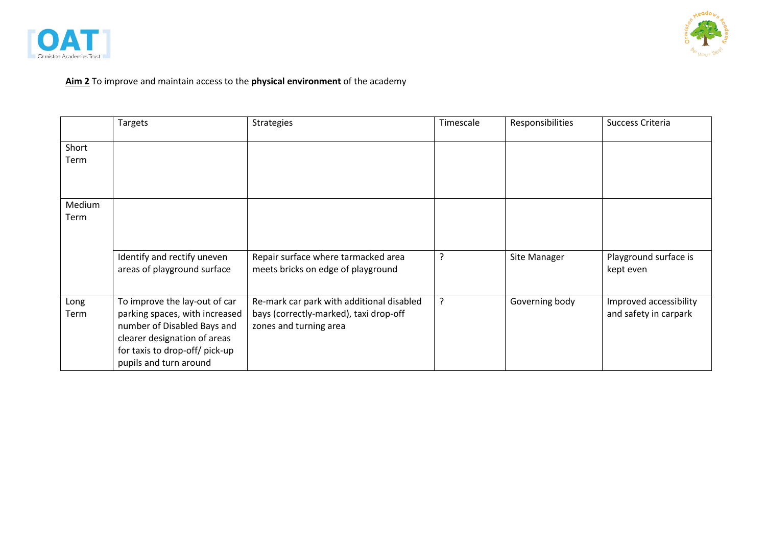**Aim 2** To improve and maintain access to the **physical environment** of the academy

| | Targets | Strategies | Timescale | Responsibilities | Success Criteria |
|---|---|---|---|---|---|
| Short Term | | | | | |
| Medium Term | | | | | |
| | Identify and rectify uneven areas of playground surface | Repair surface where tarmacked area meets bricks on edge of playground | ? | Site Manager | Playground surface is kept even |
| Long Term | To improve the lay-out of car parking spaces, with increased number of Disabled Bays and clearer designation of areas for taxis to drop-off/ pick-up pupils and turn around | Re-mark car park with additional disabled bays (correctly-marked), taxi drop-off zones and turning area | ? | Governing body | Improved accessibility and safety in carpark |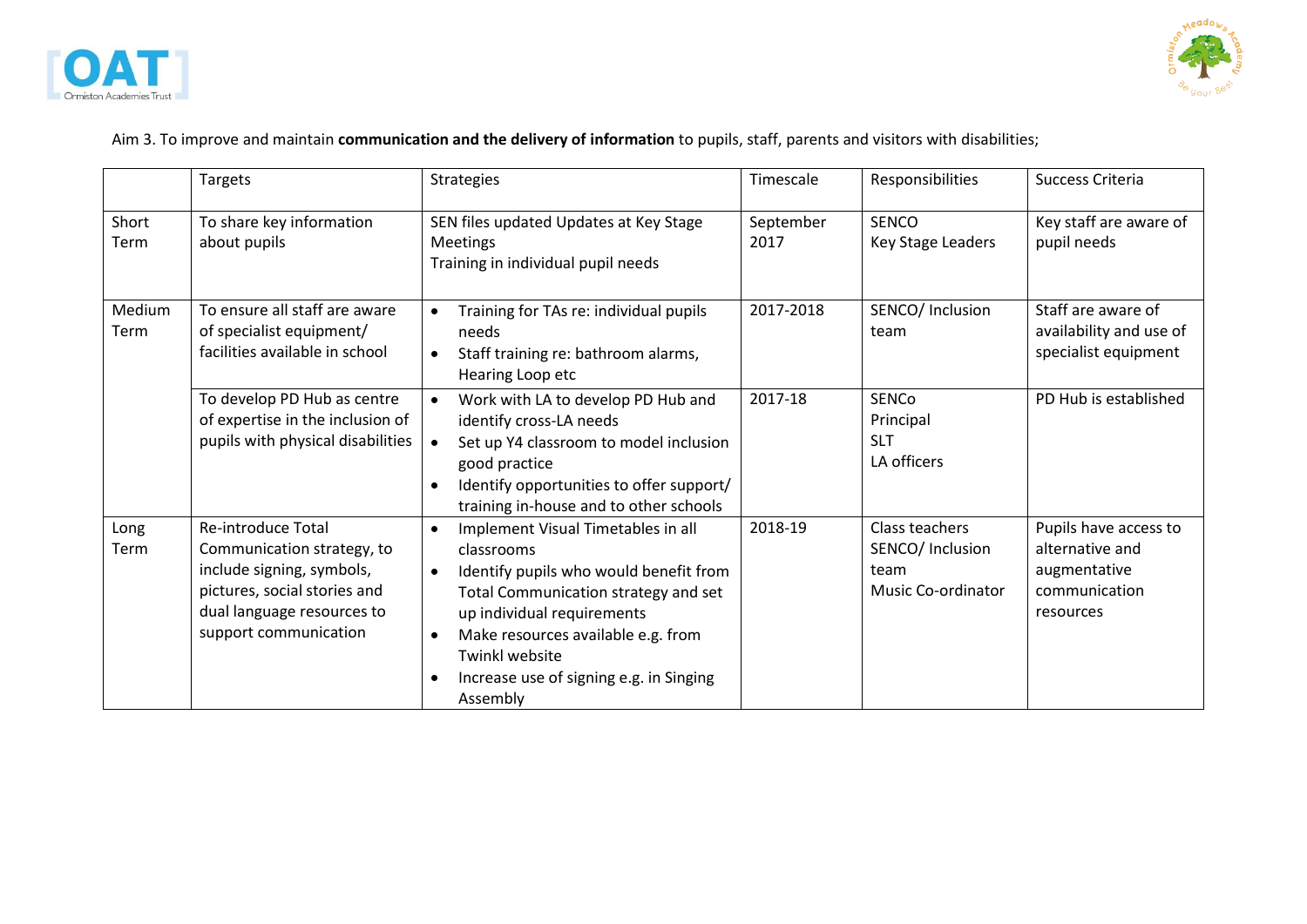Aim 3. To improve and maintain **communication and the delivery of information** to pupils, staff, parents and visitors with disabilities;

| | Targets | Strategies | Timescale | Responsibilities | Success Criteria |
|---|---|---|---|---|---|
| Short Term | To share key information about pupils | SEN files updated Updates at Key Stage Meetings<br>Training in individual pupil needs | September 2017 | SENCO<br>Key Stage Leaders | Key staff are aware of pupil needs |
| Medium Term | To ensure all staff are aware of specialist equipment/ facilities available in school | • Training for TAs re: individual pupils needs<br>• Staff training re: bathroom alarms, Hearing Loop etc | 2017-2018 | SENCO/ Inclusion team | Staff are aware of availability and use of specialist equipment |
| | To develop PD Hub as centre of expertise in the inclusion of pupils with physical disabilities | • Work with LA to develop PD Hub and identify cross-LA needs<br>• Set up Y4 classroom to model inclusion good practice<br>• Identify opportunities to offer support/ training in-house and to other schools | 2017-18 | SENCo<br>Principal<br>SLT<br>LA officers | PD Hub is established |
| Long Term | Re-introduce Total Communication strategy, to include signing, symbols, pictures, social stories and dual language resources to support communication | • Implement Visual Timetables in all classrooms<br>• Identify pupils who would benefit from Total Communication strategy and set up individual requirements<br>• Make resources available e.g. from Twinkl website<br>• Increase use of signing e.g. in Singing Assembly | 2018-19 | Class teachers<br>SENCO/ Inclusion team<br>Music Co-ordinator | Pupils have access to alternative and augmentative communication resources |